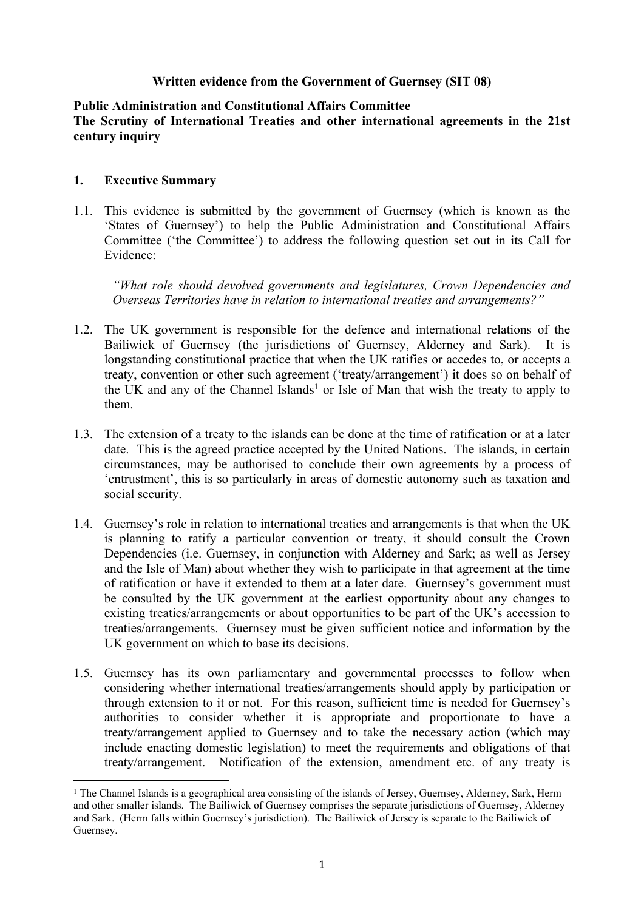**Written evidence from the Government of Guernsey (SIT 08)**

**Public Administration and Constitutional Affairs Committee**
**The Scrutiny of International Treaties and other international agreements in the 21st century inquiry**

## 1. Executive Summary

1.1. This evidence is submitted by the government of Guernsey (which is known as the 'States of Guernsey') to help the Public Administration and Constitutional Affairs Committee ('the Committee') to address the following question set out in its Call for Evidence:

> *"What role should devolved governments and legislatures, Crown Dependencies and Overseas Territories have in relation to international treaties and arrangements?"*

1.2. The UK government is responsible for the defence and international relations of the Bailiwick of Guernsey (the jurisdictions of Guernsey, Alderney and Sark). It is longstanding constitutional practice that when the UK ratifies or accedes to, or accepts a treaty, convention or other such agreement ('treaty/arrangement') it does so on behalf of the UK and any of the Channel Islands[1] or Isle of Man that wish the treaty to apply to them.

1.3. The extension of a treaty to the islands can be done at the time of ratification or at a later date. This is the agreed practice accepted by the United Nations. The islands, in certain circumstances, may be authorised to conclude their own agreements by a process of 'entrustment', this is so particularly in areas of domestic autonomy such as taxation and social security.

1.4. Guernsey's role in relation to international treaties and arrangements is that when the UK is planning to ratify a particular convention or treaty, it should consult the Crown Dependencies (i.e. Guernsey, in conjunction with Alderney and Sark; as well as Jersey and the Isle of Man) about whether they wish to participate in that agreement at the time of ratification or have it extended to them at a later date. Guernsey's government must be consulted by the UK government at the earliest opportunity about any changes to existing treaties/arrangements or about opportunities to be part of the UK's accession to treaties/arrangements. Guernsey must be given sufficient notice and information by the UK government on which to base its decisions.

1.5. Guernsey has its own parliamentary and governmental processes to follow when considering whether international treaties/arrangements should apply by participation or through extension to it or not. For this reason, sufficient time is needed for Guernsey's authorities to consider whether it is appropriate and proportionate to have a treaty/arrangement applied to Guernsey and to take the necessary action (which may include enacting domestic legislation) to meet the requirements and obligations of that treaty/arrangement. Notification of the extension, amendment etc. of any treaty is

---

[1] The Channel Islands is a geographical area consisting of the islands of Jersey, Guernsey, Alderney, Sark, Herm and other smaller islands. The Bailiwick of Guernsey comprises the separate jurisdictions of Guernsey, Alderney and Sark. (Herm falls within Guernsey's jurisdiction). The Bailiwick of Jersey is separate to the Bailiwick of Guernsey.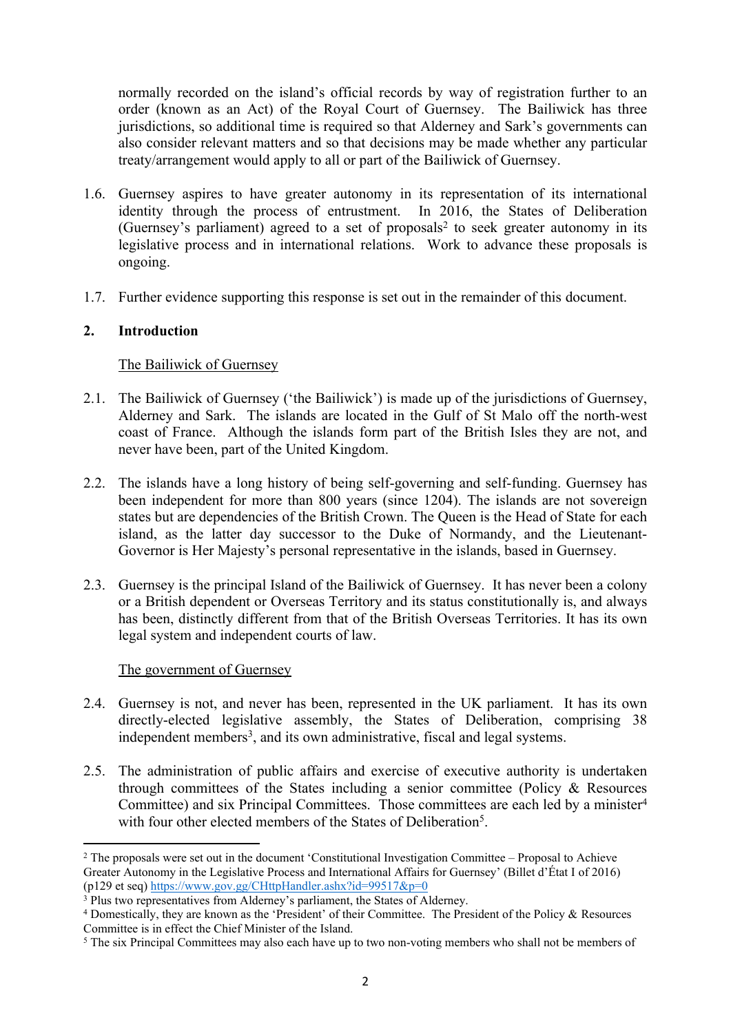normally recorded on the island's official records by way of registration further to an order (known as an Act) of the Royal Court of Guernsey. The Bailiwick has three jurisdictions, so additional time is required so that Alderney and Sark's governments can also consider relevant matters and so that decisions may be made whether any particular treaty/arrangement would apply to all or part of the Bailiwick of Guernsey.

1.6. Guernsey aspires to have greater autonomy in its representation of its international identity through the process of entrustment. In 2016, the States of Deliberation (Guernsey's parliament) agreed to a set of proposals[2] to seek greater autonomy in its legislative process and in international relations. Work to advance these proposals is ongoing.

1.7. Further evidence supporting this response is set out in the remainder of this document.

## 2. Introduction

The Bailiwick of Guernsey

2.1. The Bailiwick of Guernsey ('the Bailiwick') is made up of the jurisdictions of Guernsey, Alderney and Sark. The islands are located in the Gulf of St Malo off the north-west coast of France. Although the islands form part of the British Isles they are not, and never have been, part of the United Kingdom.

2.2. The islands have a long history of being self-governing and self-funding. Guernsey has been independent for more than 800 years (since 1204). The islands are not sovereign states but are dependencies of the British Crown. The Queen is the Head of State for each island, as the latter day successor to the Duke of Normandy, and the Lieutenant-Governor is Her Majesty's personal representative in the islands, based in Guernsey.

2.3. Guernsey is the principal Island of the Bailiwick of Guernsey. It has never been a colony or a British dependent or Overseas Territory and its status constitutionally is, and always has been, distinctly different from that of the British Overseas Territories. It has its own legal system and independent courts of law.

The government of Guernsey

2.4. Guernsey is not, and never has been, represented in the UK parliament. It has its own directly-elected legislative assembly, the States of Deliberation, comprising 38 independent members[3], and its own administrative, fiscal and legal systems.

2.5. The administration of public affairs and exercise of executive authority is undertaken through committees of the States including a senior committee (Policy & Resources Committee) and six Principal Committees. Those committees are each led by a minister[4] with four other elected members of the States of Deliberation[5].

---

[2] The proposals were set out in the document 'Constitutional Investigation Committee – Proposal to Achieve Greater Autonomy in the Legislative Process and International Affairs for Guernsey' (Billet d'État I of 2016) (p129 et seq) https://www.gov.gg/CHttpHandler.ashx?id=99517&p=0

[3] Plus two representatives from Alderney's parliament, the States of Alderney.

[4] Domestically, they are known as the 'President' of their Committee. The President of the Policy & Resources Committee is in effect the Chief Minister of the Island.

[5] The six Principal Committees may also each have up to two non-voting members who shall not be members of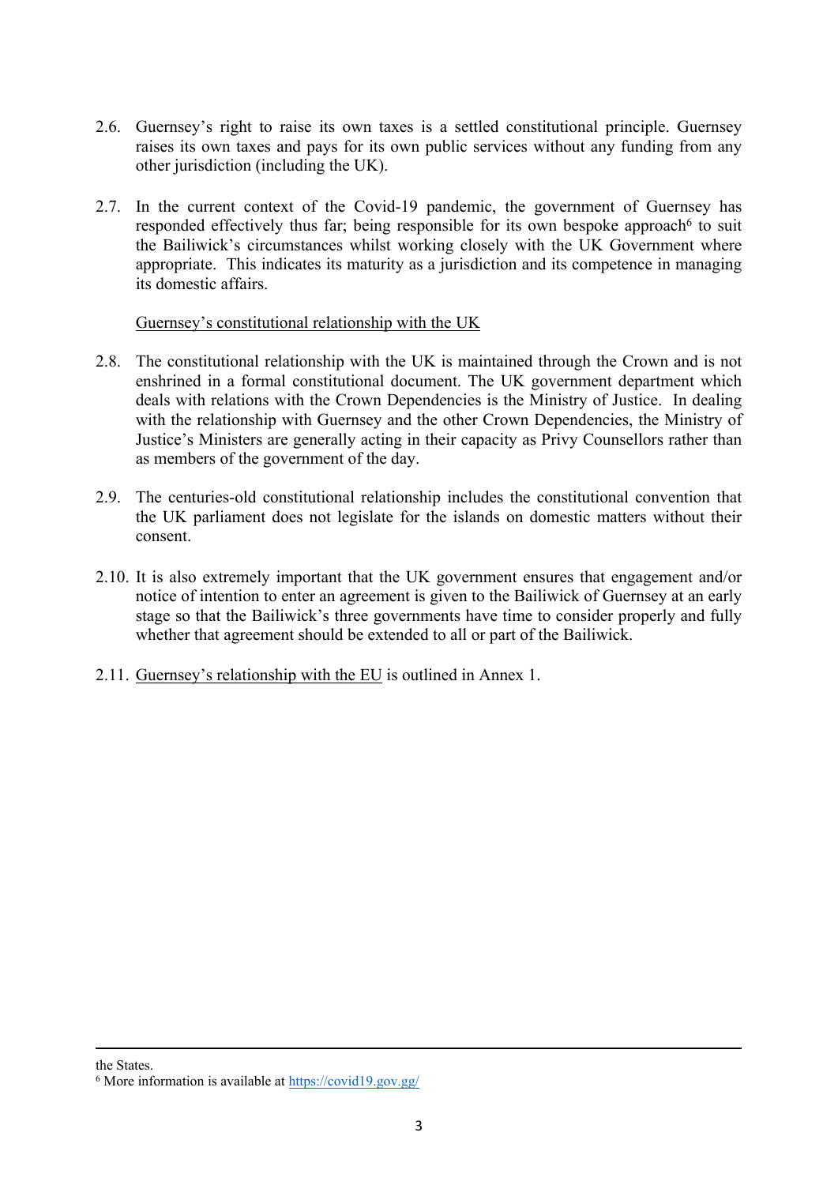2.6. Guernsey's right to raise its own taxes is a settled constitutional principle. Guernsey raises its own taxes and pays for its own public services without any funding from any other jurisdiction (including the UK).

2.7. In the current context of the Covid-19 pandemic, the government of Guernsey has responded effectively thus far; being responsible for its own bespoke approach[6] to suit the Bailiwick's circumstances whilst working closely with the UK Government where appropriate. This indicates its maturity as a jurisdiction and its competence in managing its domestic affairs.

<u>Guernsey's constitutional relationship with the UK</u>

2.8. The constitutional relationship with the UK is maintained through the Crown and is not enshrined in a formal constitutional document. The UK government department which deals with relations with the Crown Dependencies is the Ministry of Justice. In dealing with the relationship with Guernsey and the other Crown Dependencies, the Ministry of Justice's Ministers are generally acting in their capacity as Privy Counsellors rather than as members of the government of the day.

2.9. The centuries-old constitutional relationship includes the constitutional convention that the UK parliament does not legislate for the islands on domestic matters without their consent.

2.10. It is also extremely important that the UK government ensures that engagement and/or notice of intention to enter an agreement is given to the Bailiwick of Guernsey at an early stage so that the Bailiwick's three governments have time to consider properly and fully whether that agreement should be extended to all or part of the Bailiwick.

2.11. <u>Guernsey's relationship with the EU</u> is outlined in Annex 1.

---

the States.

[6] More information is available at https://covid19.gov.gg/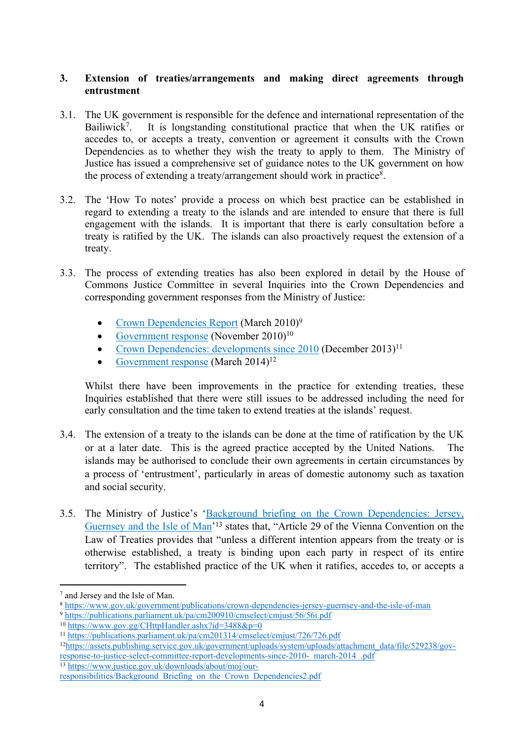## 3. Extension of treaties/arrangements and making direct agreements through entrustment

3.1. The UK government is responsible for the defence and international representation of the Bailiwick[7]. It is longstanding constitutional practice that when the UK ratifies or accedes to, or accepts a treaty, convention or agreement it consults with the Crown Dependencies as to whether they wish the treaty to apply to them. The Ministry of Justice has issued a comprehensive set of guidance notes to the UK government on how the process of extending a treaty/arrangement should work in practice[8].

3.2. The 'How To notes' provide a process on which best practice can be established in regard to extending a treaty to the islands and are intended to ensure that there is full engagement with the islands. It is important that there is early consultation before a treaty is ratified by the UK. The islands can also proactively request the extension of a treaty.

3.3. The process of extending treaties has also been explored in detail by the House of Commons Justice Committee in several Inquiries into the Crown Dependencies and corresponding government responses from the Ministry of Justice:

- Crown Dependencies Report (March 2010)[9]
- Government response (November 2010)[10]
- Crown Dependencies: developments since 2010 (December 2013)[11]
- Government response (March 2014)[12]

Whilst there have been improvements in the practice for extending treaties, these Inquiries established that there were still issues to be addressed including the need for early consultation and the time taken to extend treaties at the islands' request.

3.4. The extension of a treaty to the islands can be done at the time of ratification by the UK or at a later date. This is the agreed practice accepted by the United Nations. The islands may be authorised to conclude their own agreements in certain circumstances by a process of 'entrustment', particularly in areas of domestic autonomy such as taxation and social security.

3.5. The Ministry of Justice's 'Background briefing on the Crown Dependencies: Jersey, Guernsey and the Isle of Man'[13] states that, "Article 29 of the Vienna Convention on the Law of Treaties provides that "unless a different intention appears from the treaty or is otherwise established, a treaty is binding upon each party in respect of its entire territory". The established practice of the UK when it ratifies, accedes to, or accepts a

---

[7] and Jersey and the Isle of Man.

[8] https://www.gov.uk/government/publications/crown-dependencies-jersey-guernsey-and-the-isle-of-man

[9] https://publications.parliament.uk/pa/cm200910/cmselect/cmjust/56/56i.pdf

[10] https://www.gov.gg/CHttpHandler.ashx?id=3488&p=0

[11] https://publications.parliament.uk/pa/cm201314/cmselect/cmjust/726/726.pdf

[12] https://assets.publishing.service.gov.uk/government/uploads/system/uploads/attachment_data/file/529238/gov-response-to-justice-select-committee-report-developments-since-2010-_march-2014_.pdf

[13] https://www.justice.gov.uk/downloads/about/moj/our-responsibilities/Background_Briefing_on_the_Crown_Dependencies2.pdf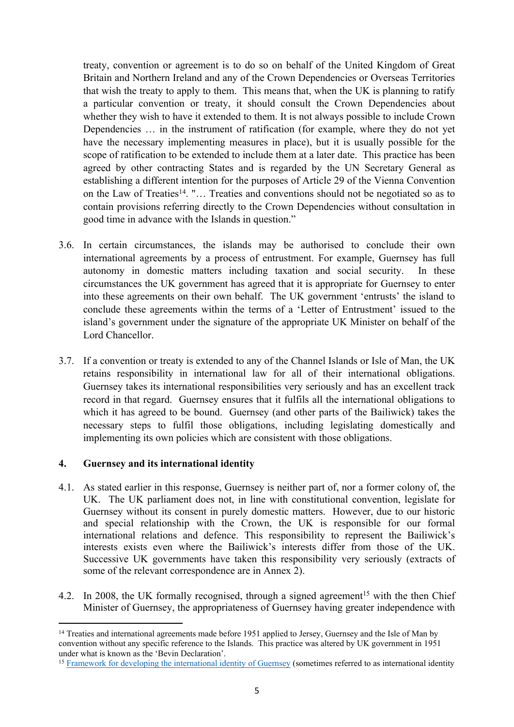treaty, convention or agreement is to do so on behalf of the United Kingdom of Great Britain and Northern Ireland and any of the Crown Dependencies or Overseas Territories that wish the treaty to apply to them. This means that, when the UK is planning to ratify a particular convention or treaty, it should consult the Crown Dependencies about whether they wish to have it extended to them. It is not always possible to include Crown Dependencies … in the instrument of ratification (for example, where they do not yet have the necessary implementing measures in place), but it is usually possible for the scope of ratification to be extended to include them at a later date. This practice has been agreed by other contracting States and is regarded by the UN Secretary General as establishing a different intention for the purposes of Article 29 of the Vienna Convention on the Law of Treaties[14]. "… Treaties and conventions should not be negotiated so as to contain provisions referring directly to the Crown Dependencies without consultation in good time in advance with the Islands in question."

3.6. In certain circumstances, the islands may be authorised to conclude their own international agreements by a process of entrustment. For example, Guernsey has full autonomy in domestic matters including taxation and social security. In these circumstances the UK government has agreed that it is appropriate for Guernsey to enter into these agreements on their own behalf. The UK government 'entrusts' the island to conclude these agreements within the terms of a 'Letter of Entrustment' issued to the island's government under the signature of the appropriate UK Minister on behalf of the Lord Chancellor.

3.7. If a convention or treaty is extended to any of the Channel Islands or Isle of Man, the UK retains responsibility in international law for all of their international obligations. Guernsey takes its international responsibilities very seriously and has an excellent track record in that regard. Guernsey ensures that it fulfils all the international obligations to which it has agreed to be bound. Guernsey (and other parts of the Bailiwick) takes the necessary steps to fulfil those obligations, including legislating domestically and implementing its own policies which are consistent with those obligations.

## 4. Guernsey and its international identity

4.1. As stated earlier in this response, Guernsey is neither part of, nor a former colony of, the UK. The UK parliament does not, in line with constitutional convention, legislate for Guernsey without its consent in purely domestic matters. However, due to our historic and special relationship with the Crown, the UK is responsible for our formal international relations and defence. This responsibility to represent the Bailiwick's interests exists even where the Bailiwick's interests differ from those of the UK. Successive UK governments have taken this responsibility very seriously (extracts of some of the relevant correspondence are in Annex 2).

4.2. In 2008, the UK formally recognised, through a signed agreement[15] with the then Chief Minister of Guernsey, the appropriateness of Guernsey having greater independence with

---

[14] Treaties and international agreements made before 1951 applied to Jersey, Guernsey and the Isle of Man by convention without any specific reference to the Islands. This practice was altered by UK government in 1951 under what is known as the 'Bevin Declaration'.

[15] Framework for developing the international identity of Guernsey (sometimes referred to as international identity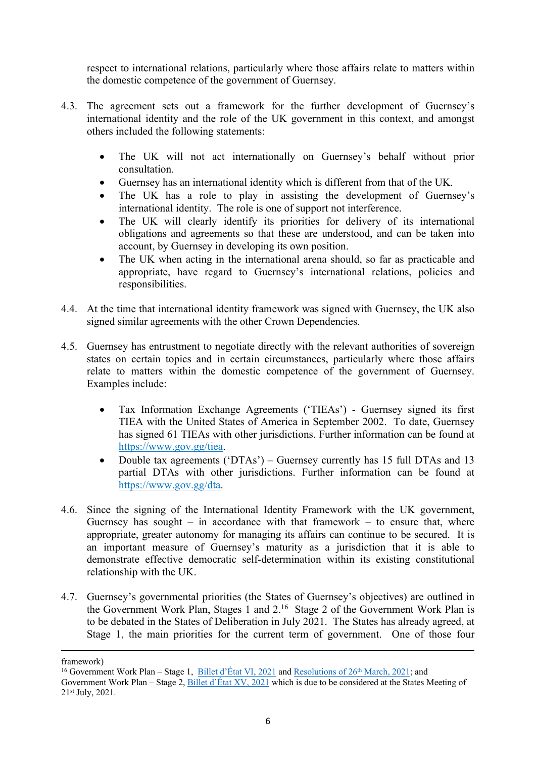respect to international relations, particularly where those affairs relate to matters within the domestic competence of the government of Guernsey.

4.3. The agreement sets out a framework for the further development of Guernsey's international identity and the role of the UK government in this context, and amongst others included the following statements:

- The UK will not act internationally on Guernsey's behalf without prior consultation.
- Guernsey has an international identity which is different from that of the UK.
- The UK has a role to play in assisting the development of Guernsey's international identity. The role is one of support not interference.
- The UK will clearly identify its priorities for delivery of its international obligations and agreements so that these are understood, and can be taken into account, by Guernsey in developing its own position.
- The UK when acting in the international arena should, so far as practicable and appropriate, have regard to Guernsey's international relations, policies and responsibilities.

4.4. At the time that international identity framework was signed with Guernsey, the UK also signed similar agreements with the other Crown Dependencies.

4.5. Guernsey has entrustment to negotiate directly with the relevant authorities of sovereign states on certain topics and in certain circumstances, particularly where those affairs relate to matters within the domestic competence of the government of Guernsey. Examples include:

- Tax Information Exchange Agreements ('TIEAs') - Guernsey signed its first TIEA with the United States of America in September 2002. To date, Guernsey has signed 61 TIEAs with other jurisdictions. Further information can be found at https://www.gov.gg/tiea.
- Double tax agreements ('DTAs') – Guernsey currently has 15 full DTAs and 13 partial DTAs with other jurisdictions. Further information can be found at https://www.gov.gg/dta.

4.6. Since the signing of the International Identity Framework with the UK government, Guernsey has sought – in accordance with that framework – to ensure that, where appropriate, greater autonomy for managing its affairs can continue to be secured. It is an important measure of Guernsey's maturity as a jurisdiction that it is able to demonstrate effective democratic self-determination within its existing constitutional relationship with the UK.

4.7. Guernsey's governmental priorities (the States of Guernsey's objectives) are outlined in the Government Work Plan, Stages 1 and 2.[16] Stage 2 of the Government Work Plan is to be debated in the States of Deliberation in July 2021. The States has already agreed, at Stage 1, the main priorities for the current term of government. One of those four

---

framework)

[16] Government Work Plan – Stage 1, Billet d'État VI, 2021 and Resolutions of 26th March, 2021; and Government Work Plan – Stage 2, Billet d'État XV, 2021 which is due to be considered at the States Meeting of 21st July, 2021.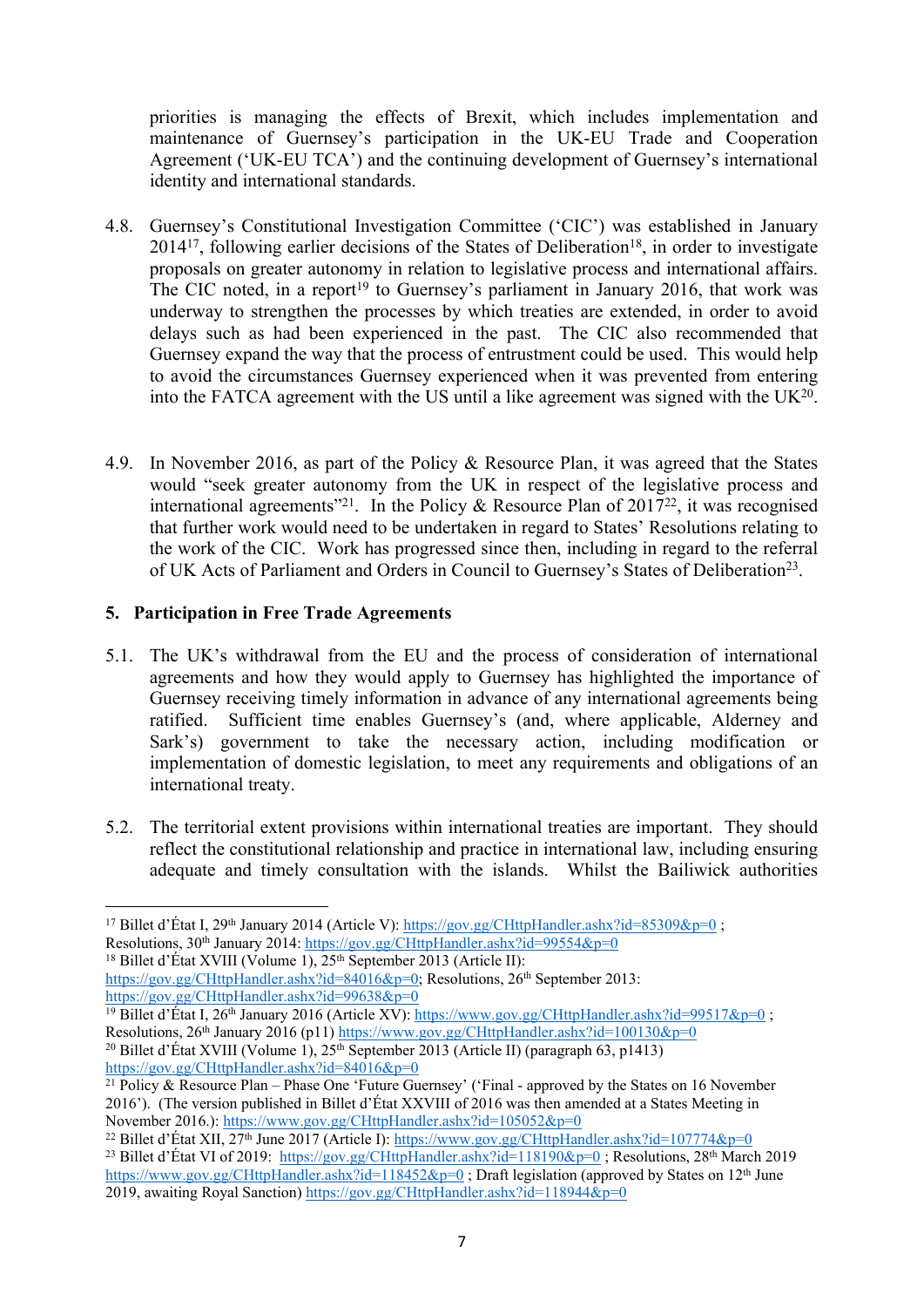priorities is managing the effects of Brexit, which includes implementation and maintenance of Guernsey's participation in the UK-EU Trade and Cooperation Agreement ('UK-EU TCA') and the continuing development of Guernsey's international identity and international standards.

4.8. Guernsey's Constitutional Investigation Committee ('CIC') was established in January 2014[17], following earlier decisions of the States of Deliberation[18], in order to investigate proposals on greater autonomy in relation to legislative process and international affairs. The CIC noted, in a report[19] to Guernsey's parliament in January 2016, that work was underway to strengthen the processes by which treaties are extended, in order to avoid delays such as had been experienced in the past. The CIC also recommended that Guernsey expand the way that the process of entrustment could be used. This would help to avoid the circumstances Guernsey experienced when it was prevented from entering into the FATCA agreement with the US until a like agreement was signed with the UK[20].

4.9. In November 2016, as part of the Policy & Resource Plan, it was agreed that the States would "seek greater autonomy from the UK in respect of the legislative process and international agreements"[21]. In the Policy & Resource Plan of 2017[22], it was recognised that further work would need to be undertaken in regard to States' Resolutions relating to the work of the CIC. Work has progressed since then, including in regard to the referral of UK Acts of Parliament and Orders in Council to Guernsey's States of Deliberation[23].

## 5. Participation in Free Trade Agreements

5.1. The UK's withdrawal from the EU and the process of consideration of international agreements and how they would apply to Guernsey has highlighted the importance of Guernsey receiving timely information in advance of any international agreements being ratified. Sufficient time enables Guernsey's (and, where applicable, Alderney and Sark's) government to take the necessary action, including modification or implementation of domestic legislation, to meet any requirements and obligations of an international treaty.

5.2. The territorial extent provisions within international treaties are important. They should reflect the constitutional relationship and practice in international law, including ensuring adequate and timely consultation with the islands. Whilst the Bailiwick authorities

---

[17] Billet d'État I, 29th January 2014 (Article V): https://gov.gg/CHttpHandler.ashx?id=85309&p=0 ; Resolutions, 30th January 2014: https://gov.gg/CHttpHandler.ashx?id=99554&p=0

[18] Billet d'État XVIII (Volume 1), 25th September 2013 (Article II): https://gov.gg/CHttpHandler.ashx?id=84016&p=0; Resolutions, 26th September 2013: https://gov.gg/CHttpHandler.ashx?id=99638&p=0

[19] Billet d'État I, 26th January 2016 (Article XV): https://www.gov.gg/CHttpHandler.ashx?id=99517&p=0 ; Resolutions, 26th January 2016 (p11) https://www.gov.gg/CHttpHandler.ashx?id=100130&p=0

[20] Billet d'État XVIII (Volume 1), 25th September 2013 (Article II) (paragraph 63, p1413) https://gov.gg/CHttpHandler.ashx?id=84016&p=0

[21] Policy & Resource Plan – Phase One 'Future Guernsey' ('Final - approved by the States on 16 November 2016'). (The version published in Billet d'État XXVIII of 2016 was then amended at a States Meeting in November 2016.): https://www.gov.gg/CHttpHandler.ashx?id=105052&p=0

[22] Billet d'État XII, 27th June 2017 (Article I): https://www.gov.gg/CHttpHandler.ashx?id=107774&p=0

[23] Billet d'État VI of 2019: https://gov.gg/CHttpHandler.ashx?id=118190&p=0 ; Resolutions, 28th March 2019 https://www.gov.gg/CHttpHandler.ashx?id=118452&p=0 ; Draft legislation (approved by States on 12th June 2019, awaiting Royal Sanction) https://gov.gg/CHttpHandler.ashx?id=118944&p=0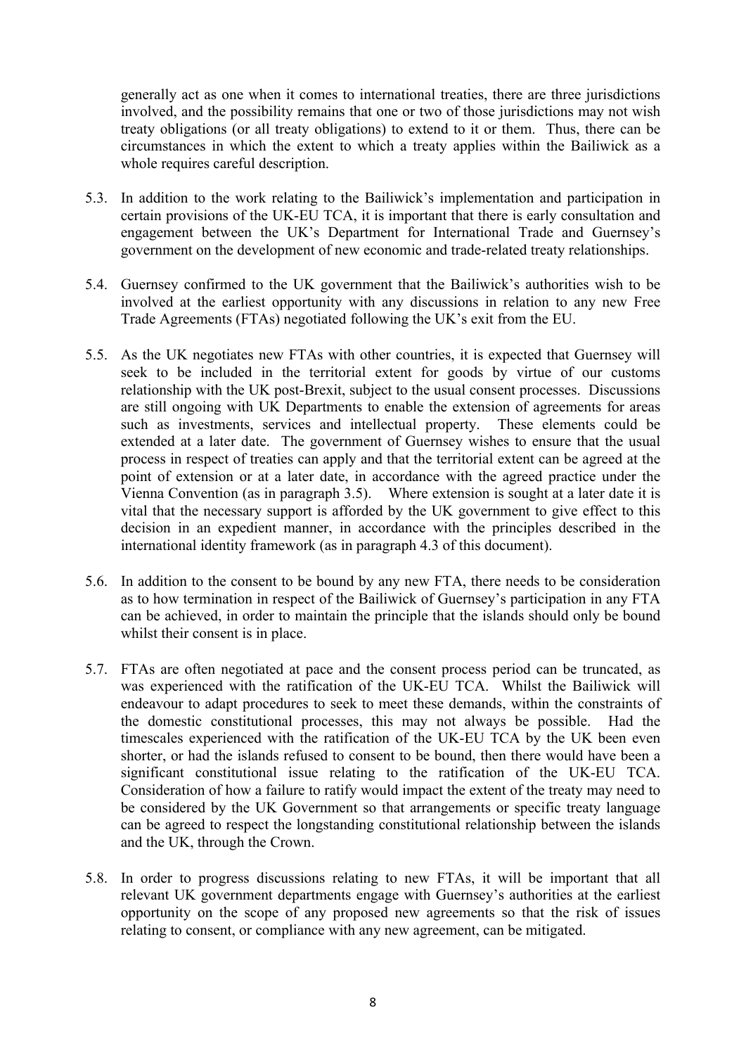generally act as one when it comes to international treaties, there are three jurisdictions involved, and the possibility remains that one or two of those jurisdictions may not wish treaty obligations (or all treaty obligations) to extend to it or them. Thus, there can be circumstances in which the extent to which a treaty applies within the Bailiwick as a whole requires careful description.

5.3. In addition to the work relating to the Bailiwick's implementation and participation in certain provisions of the UK-EU TCA, it is important that there is early consultation and engagement between the UK's Department for International Trade and Guernsey's government on the development of new economic and trade-related treaty relationships.

5.4. Guernsey confirmed to the UK government that the Bailiwick's authorities wish to be involved at the earliest opportunity with any discussions in relation to any new Free Trade Agreements (FTAs) negotiated following the UK's exit from the EU.

5.5. As the UK negotiates new FTAs with other countries, it is expected that Guernsey will seek to be included in the territorial extent for goods by virtue of our customs relationship with the UK post-Brexit, subject to the usual consent processes. Discussions are still ongoing with UK Departments to enable the extension of agreements for areas such as investments, services and intellectual property. These elements could be extended at a later date. The government of Guernsey wishes to ensure that the usual process in respect of treaties can apply and that the territorial extent can be agreed at the point of extension or at a later date, in accordance with the agreed practice under the Vienna Convention (as in paragraph 3.5). Where extension is sought at a later date it is vital that the necessary support is afforded by the UK government to give effect to this decision in an expedient manner, in accordance with the principles described in the international identity framework (as in paragraph 4.3 of this document).

5.6. In addition to the consent to be bound by any new FTA, there needs to be consideration as to how termination in respect of the Bailiwick of Guernsey's participation in any FTA can be achieved, in order to maintain the principle that the islands should only be bound whilst their consent is in place.

5.7. FTAs are often negotiated at pace and the consent process period can be truncated, as was experienced with the ratification of the UK-EU TCA. Whilst the Bailiwick will endeavour to adapt procedures to seek to meet these demands, within the constraints of the domestic constitutional processes, this may not always be possible. Had the timescales experienced with the ratification of the UK-EU TCA by the UK been even shorter, or had the islands refused to consent to be bound, then there would have been a significant constitutional issue relating to the ratification of the UK-EU TCA. Consideration of how a failure to ratify would impact the extent of the treaty may need to be considered by the UK Government so that arrangements or specific treaty language can be agreed to respect the longstanding constitutional relationship between the islands and the UK, through the Crown.

5.8. In order to progress discussions relating to new FTAs, it will be important that all relevant UK government departments engage with Guernsey's authorities at the earliest opportunity on the scope of any proposed new agreements so that the risk of issues relating to consent, or compliance with any new agreement, can be mitigated.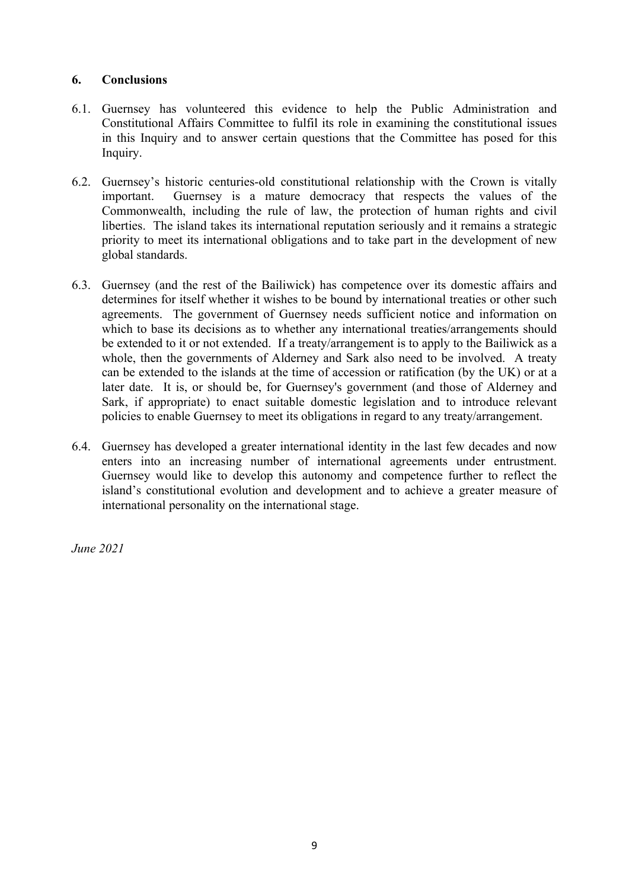## 6. Conclusions

6.1. Guernsey has volunteered this evidence to help the Public Administration and Constitutional Affairs Committee to fulfil its role in examining the constitutional issues in this Inquiry and to answer certain questions that the Committee has posed for this Inquiry.

6.2. Guernsey's historic centuries-old constitutional relationship with the Crown is vitally important. Guernsey is a mature democracy that respects the values of the Commonwealth, including the rule of law, the protection of human rights and civil liberties. The island takes its international reputation seriously and it remains a strategic priority to meet its international obligations and to take part in the development of new global standards.

6.3. Guernsey (and the rest of the Bailiwick) has competence over its domestic affairs and determines for itself whether it wishes to be bound by international treaties or other such agreements. The government of Guernsey needs sufficient notice and information on which to base its decisions as to whether any international treaties/arrangements should be extended to it or not extended. If a treaty/arrangement is to apply to the Bailiwick as a whole, then the governments of Alderney and Sark also need to be involved. A treaty can be extended to the islands at the time of accession or ratification (by the UK) or at a later date. It is, or should be, for Guernsey's government (and those of Alderney and Sark, if appropriate) to enact suitable domestic legislation and to introduce relevant policies to enable Guernsey to meet its obligations in regard to any treaty/arrangement.

6.4. Guernsey has developed a greater international identity in the last few decades and now enters into an increasing number of international agreements under entrustment. Guernsey would like to develop this autonomy and competence further to reflect the island's constitutional evolution and development and to achieve a greater measure of international personality on the international stage.

*June 2021*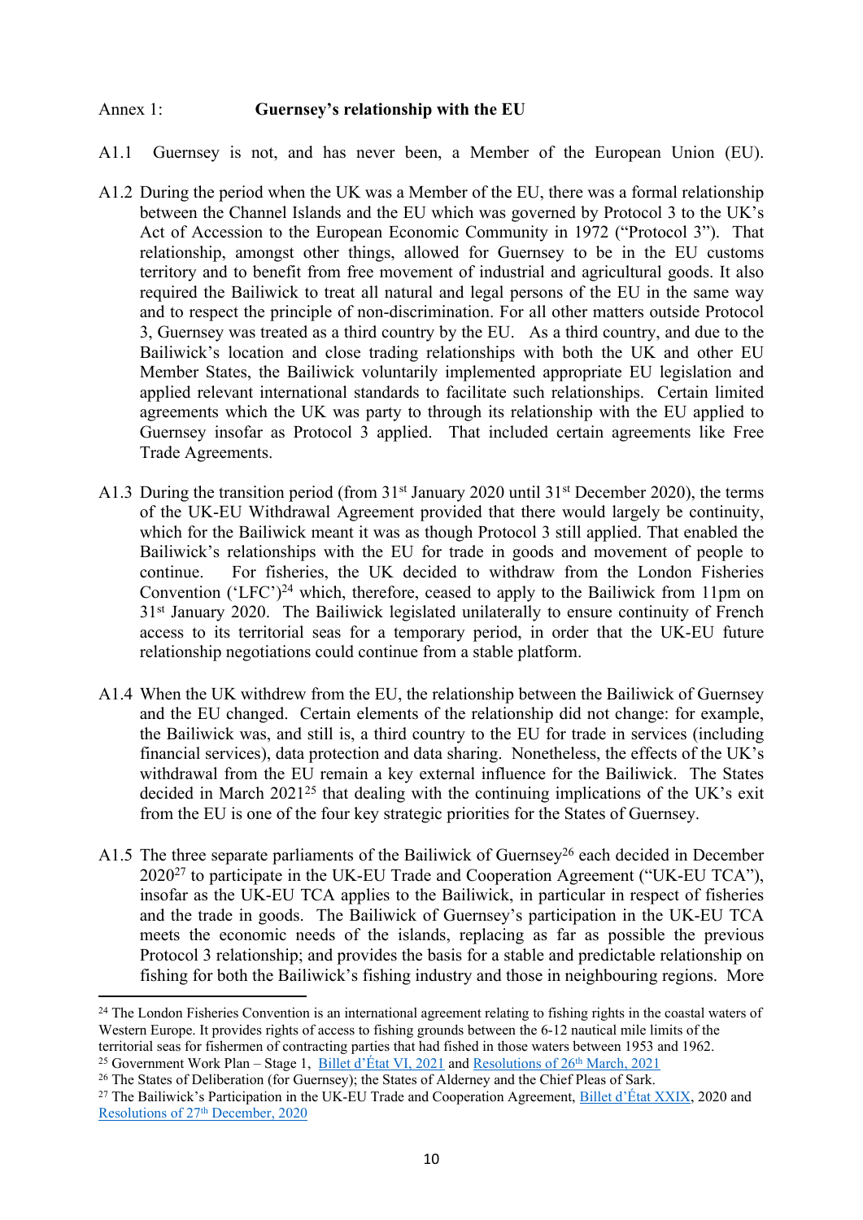Annex 1: **Guernsey's relationship with the EU**

A1.1 Guernsey is not, and has never been, a Member of the European Union (EU).

A1.2 During the period when the UK was a Member of the EU, there was a formal relationship between the Channel Islands and the EU which was governed by Protocol 3 to the UK's Act of Accession to the European Economic Community in 1972 ("Protocol 3"). That relationship, amongst other things, allowed for Guernsey to be in the EU customs territory and to benefit from free movement of industrial and agricultural goods. It also required the Bailiwick to treat all natural and legal persons of the EU in the same way and to respect the principle of non-discrimination. For all other matters outside Protocol 3, Guernsey was treated as a third country by the EU. As a third country, and due to the Bailiwick's location and close trading relationships with both the UK and other EU Member States, the Bailiwick voluntarily implemented appropriate EU legislation and applied relevant international standards to facilitate such relationships. Certain limited agreements which the UK was party to through its relationship with the EU applied to Guernsey insofar as Protocol 3 applied. That included certain agreements like Free Trade Agreements.

A1.3 During the transition period (from 31st January 2020 until 31st December 2020), the terms of the UK-EU Withdrawal Agreement provided that there would largely be continuity, which for the Bailiwick meant it was as though Protocol 3 still applied. That enabled the Bailiwick's relationships with the EU for trade in goods and movement of people to continue. For fisheries, the UK decided to withdraw from the London Fisheries Convention ('LFC')[24] which, therefore, ceased to apply to the Bailiwick from 11pm on 31st January 2020. The Bailiwick legislated unilaterally to ensure continuity of French access to its territorial seas for a temporary period, in order that the UK-EU future relationship negotiations could continue from a stable platform.

A1.4 When the UK withdrew from the EU, the relationship between the Bailiwick of Guernsey and the EU changed. Certain elements of the relationship did not change: for example, the Bailiwick was, and still is, a third country to the EU for trade in services (including financial services), data protection and data sharing. Nonetheless, the effects of the UK's withdrawal from the EU remain a key external influence for the Bailiwick. The States decided in March 2021[25] that dealing with the continuing implications of the UK's exit from the EU is one of the four key strategic priorities for the States of Guernsey.

A1.5 The three separate parliaments of the Bailiwick of Guernsey[26] each decided in December 2020[27] to participate in the UK-EU Trade and Cooperation Agreement ("UK-EU TCA"), insofar as the UK-EU TCA applies to the Bailiwick, in particular in respect of fisheries and the trade in goods. The Bailiwick of Guernsey's participation in the UK-EU TCA meets the economic needs of the islands, replacing as far as possible the previous Protocol 3 relationship; and provides the basis for a stable and predictable relationship on fishing for both the Bailiwick's fishing industry and those in neighbouring regions. More

---

[24] The London Fisheries Convention is an international agreement relating to fishing rights in the coastal waters of Western Europe. It provides rights of access to fishing grounds between the 6-12 nautical mile limits of the territorial seas for fishermen of contracting parties that had fished in those waters between 1953 and 1962.

[25] Government Work Plan – Stage 1, Billet d'État VI, 2021 and Resolutions of 26th March, 2021

[26] The States of Deliberation (for Guernsey); the States of Alderney and the Chief Pleas of Sark.

[27] The Bailiwick's Participation in the UK-EU Trade and Cooperation Agreement, Billet d'État XXIX, 2020 and Resolutions of 27th December, 2020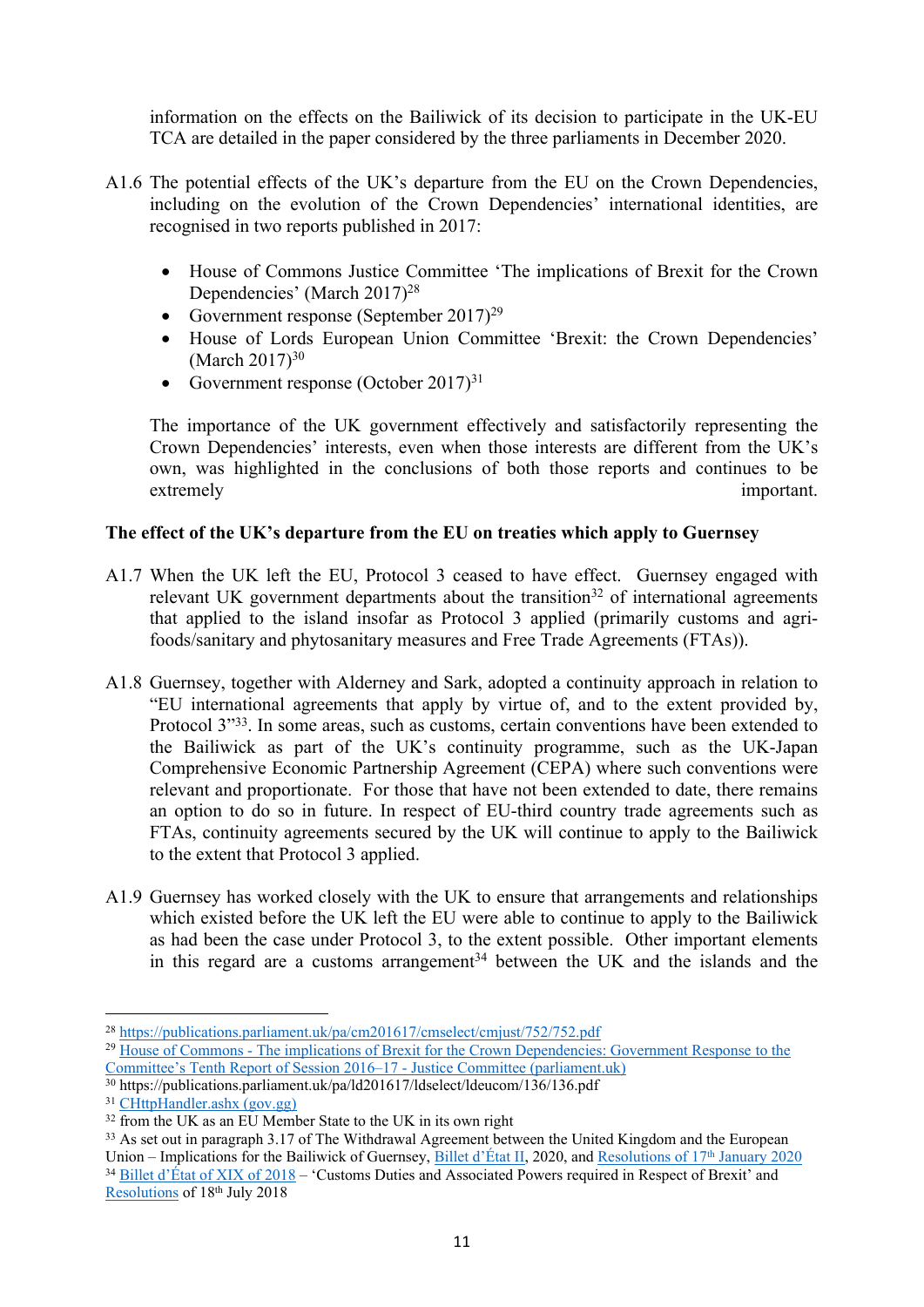information on the effects on the Bailiwick of its decision to participate in the UK-EU TCA are detailed in the paper considered by the three parliaments in December 2020.

A1.6 The potential effects of the UK's departure from the EU on the Crown Dependencies, including on the evolution of the Crown Dependencies' international identities, are recognised in two reports published in 2017:

- House of Commons Justice Committee 'The implications of Brexit for the Crown Dependencies' (March 2017)[28]
- Government response (September 2017)[29]
- House of Lords European Union Committee 'Brexit: the Crown Dependencies' (March 2017)[30]
- Government response (October 2017)[31]

The importance of the UK government effectively and satisfactorily representing the Crown Dependencies' interests, even when those interests are different from the UK's own, was highlighted in the conclusions of both those reports and continues to be extremely important.

**The effect of the UK's departure from the EU on treaties which apply to Guernsey**

A1.7 When the UK left the EU, Protocol 3 ceased to have effect. Guernsey engaged with relevant UK government departments about the transition[32] of international agreements that applied to the island insofar as Protocol 3 applied (primarily customs and agri-foods/sanitary and phytosanitary measures and Free Trade Agreements (FTAs)).

A1.8 Guernsey, together with Alderney and Sark, adopted a continuity approach in relation to "EU international agreements that apply by virtue of, and to the extent provided by, Protocol 3"[33]. In some areas, such as customs, certain conventions have been extended to the Bailiwick as part of the UK's continuity programme, such as the UK-Japan Comprehensive Economic Partnership Agreement (CEPA) where such conventions were relevant and proportionate. For those that have not been extended to date, there remains an option to do so in future. In respect of EU-third country trade agreements such as FTAs, continuity agreements secured by the UK will continue to apply to the Bailiwick to the extent that Protocol 3 applied.

A1.9 Guernsey has worked closely with the UK to ensure that arrangements and relationships which existed before the UK left the EU were able to continue to apply to the Bailiwick as had been the case under Protocol 3, to the extent possible. Other important elements in this regard are a customs arrangement[34] between the UK and the islands and the

---

[28] https://publications.parliament.uk/pa/cm201617/cmselect/cmjust/752/752.pdf

[29] House of Commons - The implications of Brexit for the Crown Dependencies: Government Response to the Committee's Tenth Report of Session 2016–17 - Justice Committee (parliament.uk)

[30] https://publications.parliament.uk/pa/ld201617/ldselect/ldeucom/136/136.pdf

[31] CHttpHandler.ashx (gov.gg)

[32] from the UK as an EU Member State to the UK in its own right

[33] As set out in paragraph 3.17 of The Withdrawal Agreement between the United Kingdom and the European Union – Implications for the Bailiwick of Guernsey, Billet d'État II, 2020, and Resolutions of 17th January 2020

[34] Billet d'État of XIX of 2018 – 'Customs Duties and Associated Powers required in Respect of Brexit' and Resolutions of 18th July 2018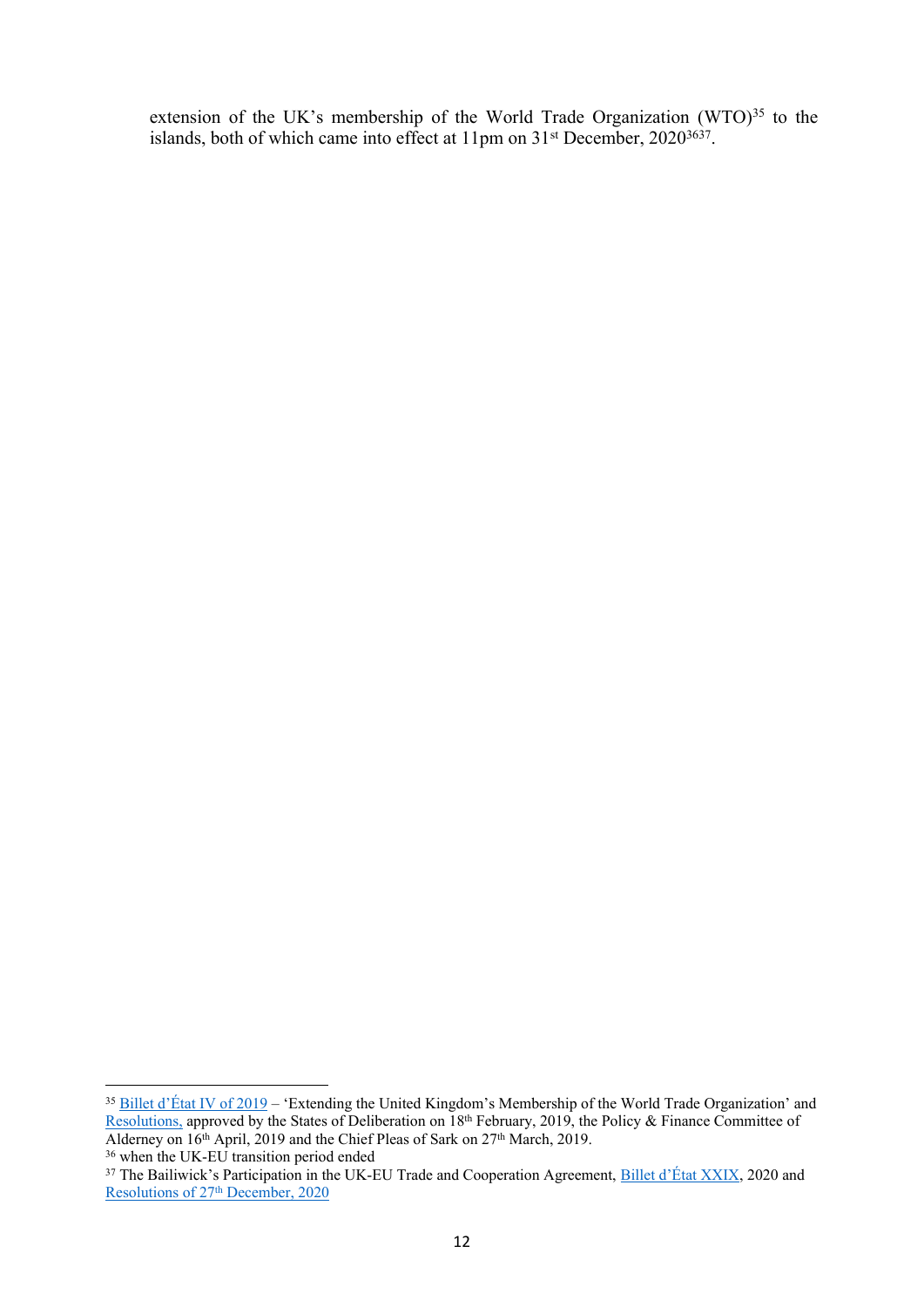extension of the UK's membership of the World Trade Organization (WTO)[35] to the islands, both of which came into effect at 11pm on 31st December, 2020[36][37].

---

[35] Billet d'État IV of 2019 – 'Extending the United Kingdom's Membership of the World Trade Organization' and Resolutions, approved by the States of Deliberation on 18th February, 2019, the Policy & Finance Committee of Alderney on 16th April, 2019 and the Chief Pleas of Sark on 27th March, 2019.

[36] when the UK-EU transition period ended

[37] The Bailiwick's Participation in the UK-EU Trade and Cooperation Agreement, Billet d'État XXIX, 2020 and Resolutions of 27th December, 2020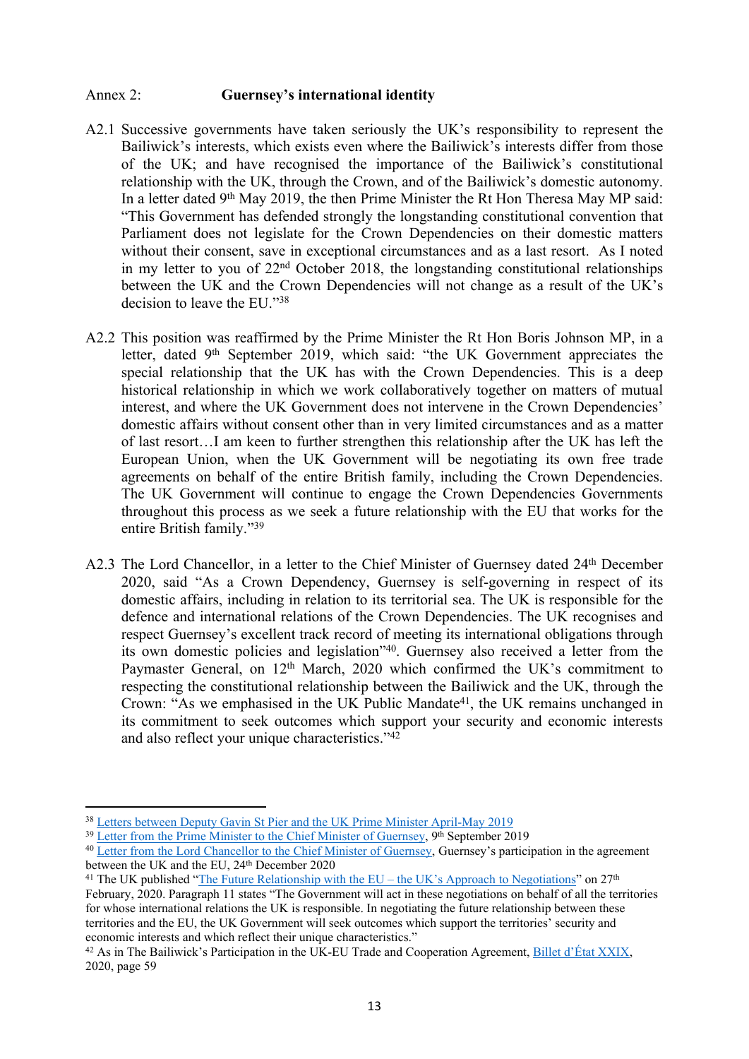Annex 2: **Guernsey's international identity**

A2.1 Successive governments have taken seriously the UK's responsibility to represent the Bailiwick's interests, which exists even where the Bailiwick's interests differ from those of the UK; and have recognised the importance of the Bailiwick's constitutional relationship with the UK, through the Crown, and of the Bailiwick's domestic autonomy. In a letter dated 9th May 2019, the then Prime Minister the Rt Hon Theresa May MP said: "This Government has defended strongly the longstanding constitutional convention that Parliament does not legislate for the Crown Dependencies on their domestic matters without their consent, save in exceptional circumstances and as a last resort. As I noted in my letter to you of 22nd October 2018, the longstanding constitutional relationships between the UK and the Crown Dependencies will not change as a result of the UK's decision to leave the EU."[38]

A2.2 This position was reaffirmed by the Prime Minister the Rt Hon Boris Johnson MP, in a letter, dated 9th September 2019, which said: "the UK Government appreciates the special relationship that the UK has with the Crown Dependencies. This is a deep historical relationship in which we work collaboratively together on matters of mutual interest, and where the UK Government does not intervene in the Crown Dependencies' domestic affairs without consent other than in very limited circumstances and as a matter of last resort…I am keen to further strengthen this relationship after the UK has left the European Union, when the UK Government will be negotiating its own free trade agreements on behalf of the entire British family, including the Crown Dependencies. The UK Government will continue to engage the Crown Dependencies Governments throughout this process as we seek a future relationship with the EU that works for the entire British family."[39]

A2.3 The Lord Chancellor, in a letter to the Chief Minister of Guernsey dated 24th December 2020, said "As a Crown Dependency, Guernsey is self-governing in respect of its domestic affairs, including in relation to its territorial sea. The UK is responsible for the defence and international relations of the Crown Dependencies. The UK recognises and respect Guernsey's excellent track record of meeting its international obligations through its own domestic policies and legislation"[40]. Guernsey also received a letter from the Paymaster General, on 12th March, 2020 which confirmed the UK's commitment to respecting the constitutional relationship between the Bailiwick and the UK, through the Crown: "As we emphasised in the UK Public Mandate[41], the UK remains unchanged in its commitment to seek outcomes which support your security and economic interests and also reflect your unique characteristics."[42]

---

[38] Letters between Deputy Gavin St Pier and the UK Prime Minister April-May 2019

[39] Letter from the Prime Minister to the Chief Minister of Guernsey, 9th September 2019

[40] Letter from the Lord Chancellor to the Chief Minister of Guernsey, Guernsey's participation in the agreement between the UK and the EU, 24th December 2020

[41] The UK published "The Future Relationship with the EU – the UK's Approach to Negotiations" on 27th February, 2020. Paragraph 11 states "The Government will act in these negotiations on behalf of all the territories for whose international relations the UK is responsible. In negotiating the future relationship between these territories and the EU, the UK Government will seek outcomes which support the territories' security and economic interests and which reflect their unique characteristics."

[42] As in The Bailiwick's Participation in the UK-EU Trade and Cooperation Agreement, Billet d'État XXIX, 2020, page 59